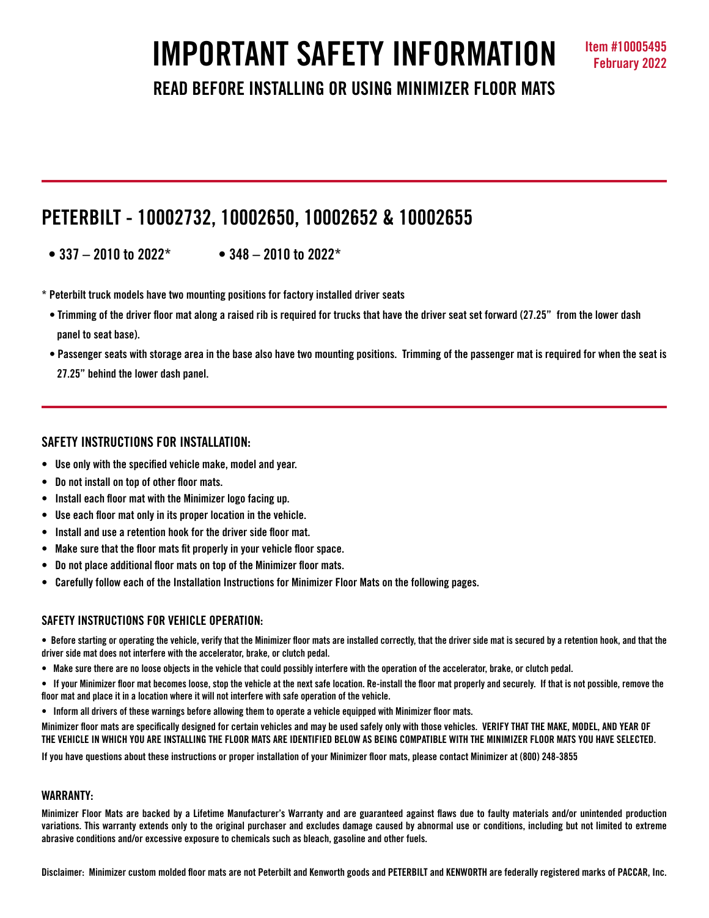# IMPORTANT SAFETY INFORMATION

Item #10005495
February 2022

## READ BEFORE INSTALLING OR USING MINIMIZER FLOOR MATS

## PETERBILT - 10002732, 10002650, 10002652 & 10002655

- 337 – 2010 to 2022*
- 348 – 2010 to 2022*

**\* Peterbilt truck models have two mounting positions for factory installed driver seats**

- **Trimming of the driver floor mat along a raised rib is required for trucks that have the driver seat set forward (27.25" from the lower dash panel to seat base).**
- **Passenger seats with storage area in the base also have two mounting positions. Trimming of the passenger mat is required for when the seat is 27.25" behind the lower dash panel.**

### SAFETY INSTRUCTIONS FOR INSTALLATION:

- Use only with the specified vehicle make, model and year.
- Do not install on top of other floor mats.
- Install each floor mat with the Minimizer logo facing up.
- Use each floor mat only in its proper location in the vehicle.
- Install and use a retention hook for the driver side floor mat.
- Make sure that the floor mats fit properly in your vehicle floor space.
- Do not place additional floor mats on top of the Minimizer floor mats.
- Carefully follow each of the Installation Instructions for Minimizer Floor Mats on the following pages.

### SAFETY INSTRUCTIONS FOR VEHICLE OPERATION:

- Before starting or operating the vehicle, verify that the Minimizer floor mats are installed correctly, that the driver side mat is secured by a retention hook, and that the driver side mat does not interfere with the accelerator, brake, or clutch pedal.
- Make sure there are no loose objects in the vehicle that could possibly interfere with the operation of the accelerator, brake, or clutch pedal.
- If your Minimizer floor mat becomes loose, stop the vehicle at the next safe location. Re-install the floor mat properly and securely. If that is not possible, remove the floor mat and place it in a location where it will not interfere with safe operation of the vehicle.
- Inform all drivers of these warnings before allowing them to operate a vehicle equipped with Minimizer floor mats.

Minimizer floor mats are specifically designed for certain vehicles and may be used safely only with those vehicles. VERIFY THAT THE MAKE, MODEL, AND YEAR OF THE VEHICLE IN WHICH YOU ARE INSTALLING THE FLOOR MATS ARE IDENTIFIED BELOW AS BEING COMPATIBLE WITH THE MINIMIZER FLOOR MATS YOU HAVE SELECTED.

If you have questions about these instructions or proper installation of your Minimizer floor mats, please contact Minimizer at (800) 248-3855

### WARRANTY:

Minimizer Floor Mats are backed by a Lifetime Manufacturer's Warranty and are guaranteed against flaws due to faulty materials and/or unintended production variations. This warranty extends only to the original purchaser and excludes damage caused by abnormal use or conditions, including but not limited to extreme abrasive conditions and/or excessive exposure to chemicals such as bleach, gasoline and other fuels.

Disclaimer: Minimizer custom molded floor mats are not Peterbilt and Kenworth goods and PETERBILT and KENWORTH are federally registered marks of PACCAR, Inc.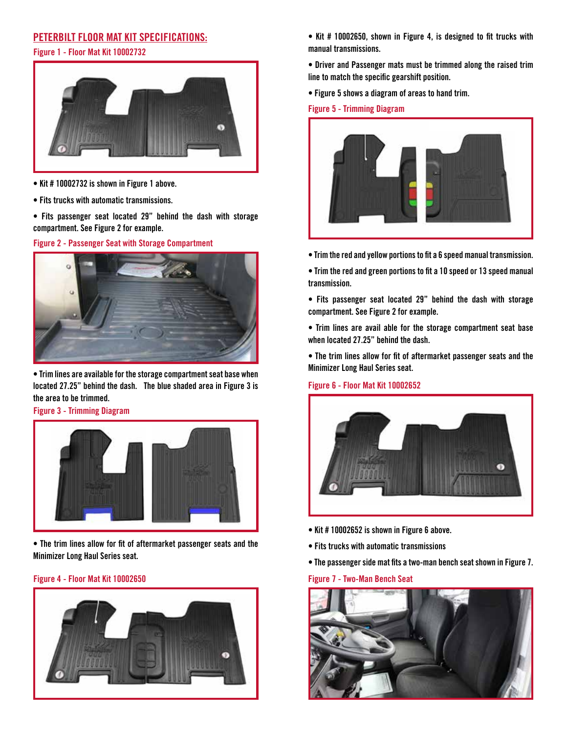## PETERBILT FLOOR MAT KIT SPECIFICATIONS:

Figure 1 - Floor Mat Kit 10002732

- Kit # 10002732 is shown in Figure 1 above.
- Fits trucks with automatic transmissions.
- Fits passenger seat located 29" behind the dash with storage compartment. See Figure 2 for example.

Figure 2 - Passenger Seat with Storage Compartment

- Trim lines are available for the storage compartment seat base when located 27.25" behind the dash. The blue shaded area in Figure 3 is the area to be trimmed.

Figure 3 - Trimming Diagram

- The trim lines allow for fit of aftermarket passenger seats and the Minimizer Long Haul Series seat.

Figure 4 - Floor Mat Kit 10002650

- Kit # 10002650, shown in Figure 4, is designed to fit trucks with manual transmissions.
- Driver and Passenger mats must be trimmed along the raised trim line to match the specific gearshift position.
- Figure 5 shows a diagram of areas to hand trim.

Figure 5 - Trimming Diagram

- Trim the red and yellow portions to fit a 6 speed manual transmission.
- Trim the red and green portions to fit a 10 speed or 13 speed manual transmission.
- Fits passenger seat located 29" behind the dash with storage compartment. See Figure 2 for example.
- Trim lines are avail able for the storage compartment seat base when located 27.25" behind the dash.
- The trim lines allow for fit of aftermarket passenger seats and the Minimizer Long Haul Series seat.

Figure 6 - Floor Mat Kit 10002652

- Kit # 10002652 is shown in Figure 6 above.
- Fits trucks with automatic transmissions
- The passenger side mat fits a two-man bench seat shown in Figure 7.

Figure 7 - Two-Man Bench Seat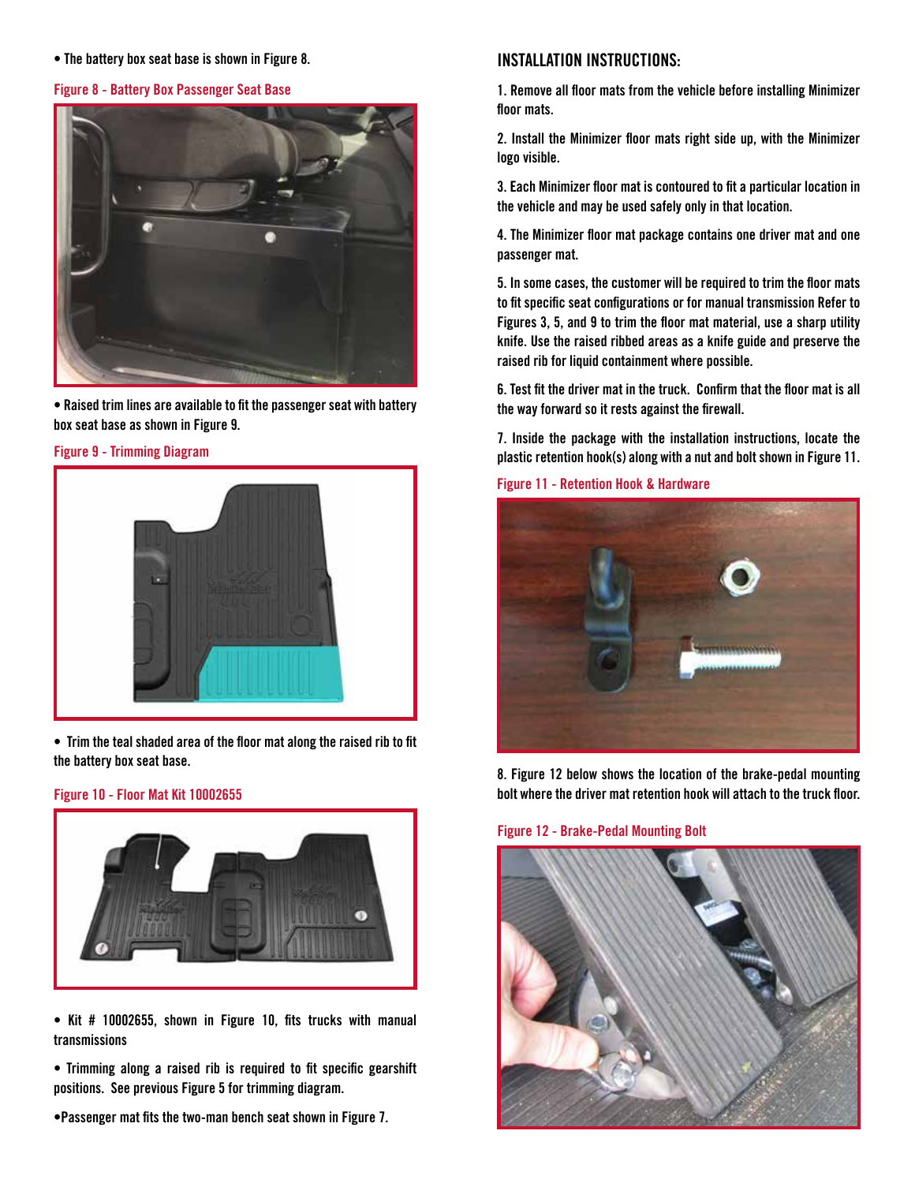• The battery box seat base is shown in Figure 8.

Figure 8 - Battery Box Passenger Seat Base

• Raised trim lines are available to fit the passenger seat with battery box seat base as shown in Figure 9.

Figure 9 - Trimming Diagram

• Trim the teal shaded area of the floor mat along the raised rib to fit the battery box seat base.

Figure 10 - Floor Mat Kit 10002655

• Kit # 10002655, shown in Figure 10, fits trucks with manual transmissions

• Trimming along a raised rib is required to fit specific gearshift positions. See previous Figure 5 for trimming diagram.

• Passenger mat fits the two-man bench seat shown in Figure 7.

## INSTALLATION INSTRUCTIONS:

1. Remove all floor mats from the vehicle before installing Minimizer floor mats.

2. Install the Minimizer floor mats right side up, with the Minimizer logo visible.

3. Each Minimizer floor mat is contoured to fit a particular location in the vehicle and may be used safely only in that location.

4. The Minimizer floor mat package contains one driver mat and one passenger mat.

5. In some cases, the customer will be required to trim the floor mats to fit specific seat configurations or for manual transmission Refer to Figures 3, 5, and 9 to trim the floor mat material, use a sharp utility knife. Use the raised ribbed areas as a knife guide and preserve the raised rib for liquid containment where possible.

6. Test fit the driver mat in the truck. Confirm that the floor mat is all the way forward so it rests against the firewall.

7. Inside the package with the installation instructions, locate the plastic retention hook(s) along with a nut and bolt shown in Figure 11.

Figure 11 - Retention Hook & Hardware

8. Figure 12 below shows the location of the brake-pedal mounting bolt where the driver mat retention hook will attach to the truck floor.

Figure 12 - Brake-Pedal Mounting Bolt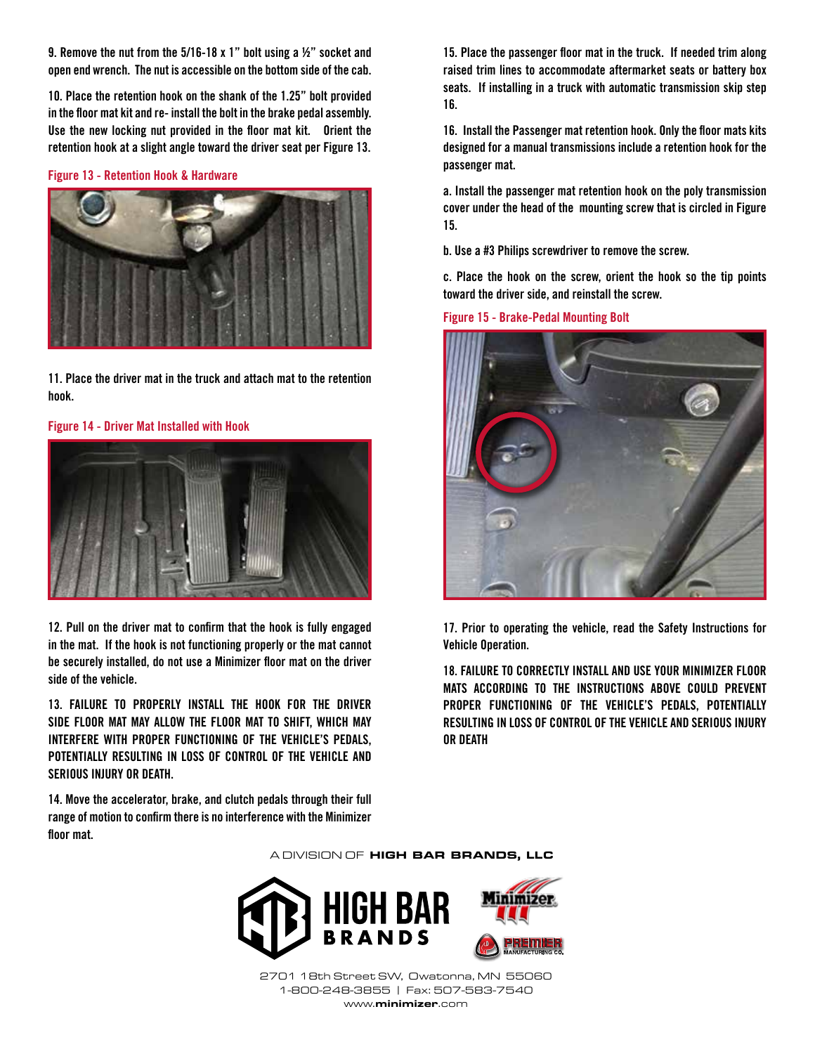9. Remove the nut from the 5/16-18 x 1" bolt using a ½" socket and open end wrench. The nut is accessible on the bottom side of the cab.

10. Place the retention hook on the shank of the 1.25" bolt provided in the floor mat kit and re- install the bolt in the brake pedal assembly. Use the new locking nut provided in the floor mat kit. Orient the retention hook at a slight angle toward the driver seat per Figure 13.

Figure 13 - Retention Hook & Hardware

11. Place the driver mat in the truck and attach mat to the retention hook.

Figure 14 - Driver Mat Installed with Hook

12. Pull on the driver mat to confirm that the hook is fully engaged in the mat. If the hook is not functioning properly or the mat cannot be securely installed, do not use a Minimizer floor mat on the driver side of the vehicle.

13. FAILURE TO PROPERLY INSTALL THE HOOK FOR THE DRIVER SIDE FLOOR MAT MAY ALLOW THE FLOOR MAT TO SHIFT, WHICH MAY INTERFERE WITH PROPER FUNCTIONING OF THE VEHICLE'S PEDALS, POTENTIALLY RESULTING IN LOSS OF CONTROL OF THE VEHICLE AND SERIOUS INJURY OR DEATH.

14. Move the accelerator, brake, and clutch pedals through their full range of motion to confirm there is no interference with the Minimizer floor mat.

15. Place the passenger floor mat in the truck. If needed trim along raised trim lines to accommodate aftermarket seats or battery box seats. If installing in a truck with automatic transmission skip step 16.

16. Install the Passenger mat retention hook. Only the floor mats kits designed for a manual transmissions include a retention hook for the passenger mat.

a. Install the passenger mat retention hook on the poly transmission cover under the head of the mounting screw that is circled in Figure 15.

b. Use a #3 Philips screwdriver to remove the screw.

c. Place the hook on the screw, orient the hook so the tip points toward the driver side, and reinstall the screw.

Figure 15 - Brake-Pedal Mounting Bolt

17. Prior to operating the vehicle, read the Safety Instructions for Vehicle Operation.

18. FAILURE TO CORRECTLY INSTALL AND USE YOUR MINIMIZER FLOOR MATS ACCORDING TO THE INSTRUCTIONS ABOVE COULD PREVENT PROPER FUNCTIONING OF THE VEHICLE'S PEDALS, POTENTIALLY RESULTING IN LOSS OF CONTROL OF THE VEHICLE AND SERIOUS INJURY OR DEATH

A DIVISION OF **HIGH BAR BRANDS, LLC**

HIGH BAR BRANDS

Minimizer

PREMIER MANUFACTURING CO.

2701 18th Street SW, Owatonna, MN 55060
1-800-248-3855 | Fax: 507-583-7540
www.**minimizer**.com